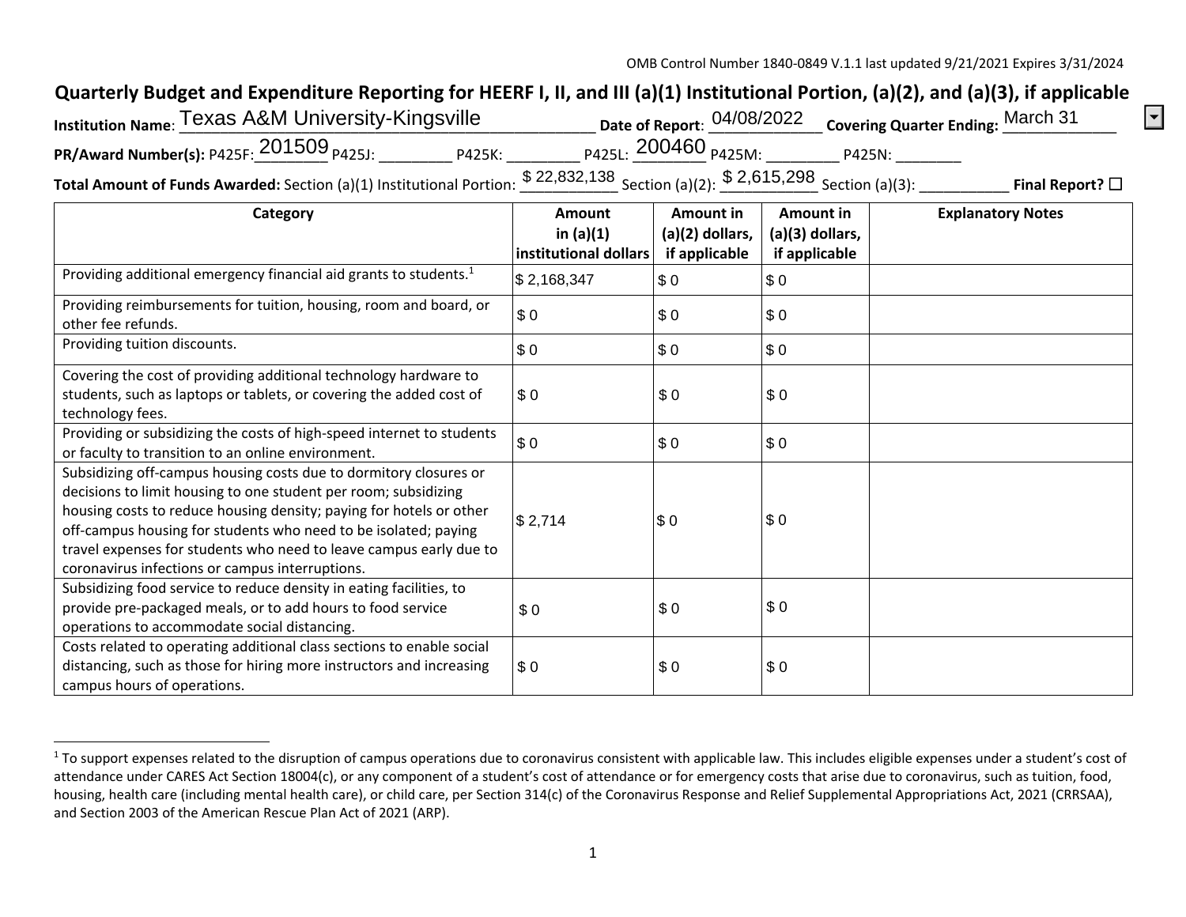OMB Control Number 1840-0849 V.1.1 last updated 9/21/2021 Expires 3/31/2024

# Quarterly Budget and Expenditure Reporting for HEERF I, II, and III (a)(1) Institutional Portion, (a)(2), and (a)(3), if applicable

**Institution Name**: Texas A&M University-Kingsville **Date of Report**: 04/08/2022 **Covering Quarter Ending:** March 31

**PR/Award Number(s):** P425F: 201509 P425J: ________ P425K: ________ P425L: 200460 P425M: ________ P425N: ________

**Total Amount of Funds Awarded:** Section (a)(1) Institutional Portion: $ 22,832,138 Section (a)(2): $ 2,615,298 Section (a)(3): __________ **Final Report?** ☐

| Category | Amount in (a)(1) institutional dollars | Amount in (a)(2) dollars, if applicable | Amount in (a)(3) dollars, if applicable | Explanatory Notes |
|---|---|---|---|---|
| Providing additional emergency financial aid grants to students.[1] | $ 2,168,347 | $ 0 | $ 0 | |
| Providing reimbursements for tuition, housing, room and board, or other fee refunds. | $ 0 | $ 0 | $ 0 | |
| Providing tuition discounts. | $ 0 | $ 0 | $ 0 | |
| Covering the cost of providing additional technology hardware to students, such as laptops or tablets, or covering the added cost of technology fees. | $ 0 | $ 0 | $ 0 | |
| Providing or subsidizing the costs of high-speed internet to students or faculty to transition to an online environment. | $ 0 | $ 0 | $ 0 | |
| Subsidizing off-campus housing costs due to dormitory closures or decisions to limit housing to one student per room; subsidizing housing costs to reduce housing density; paying for hotels or other off-campus housing for students who need to be isolated; paying travel expenses for students who need to leave campus early due to coronavirus infections or campus interruptions. | $ 2,714 | $ 0 | $ 0 | |
| Subsidizing food service to reduce density in eating facilities, to provide pre-packaged meals, or to add hours to food service operations to accommodate social distancing. | $ 0 | $ 0 | $ 0 | |
| Costs related to operating additional class sections to enable social distancing, such as those for hiring more instructors and increasing campus hours of operations. | $ 0 | $ 0 | $ 0 | |

[1] To support expenses related to the disruption of campus operations due to coronavirus consistent with applicable law. This includes eligible expenses under a student's cost of attendance under CARES Act Section 18004(c), or any component of a student's cost of attendance or for emergency costs that arise due to coronavirus, such as tuition, food, housing, health care (including mental health care), or child care, per Section 314(c) of the Coronavirus Response and Relief Supplemental Appropriations Act, 2021 (CRRSAA), and Section 2003 of the American Rescue Plan Act of 2021 (ARP).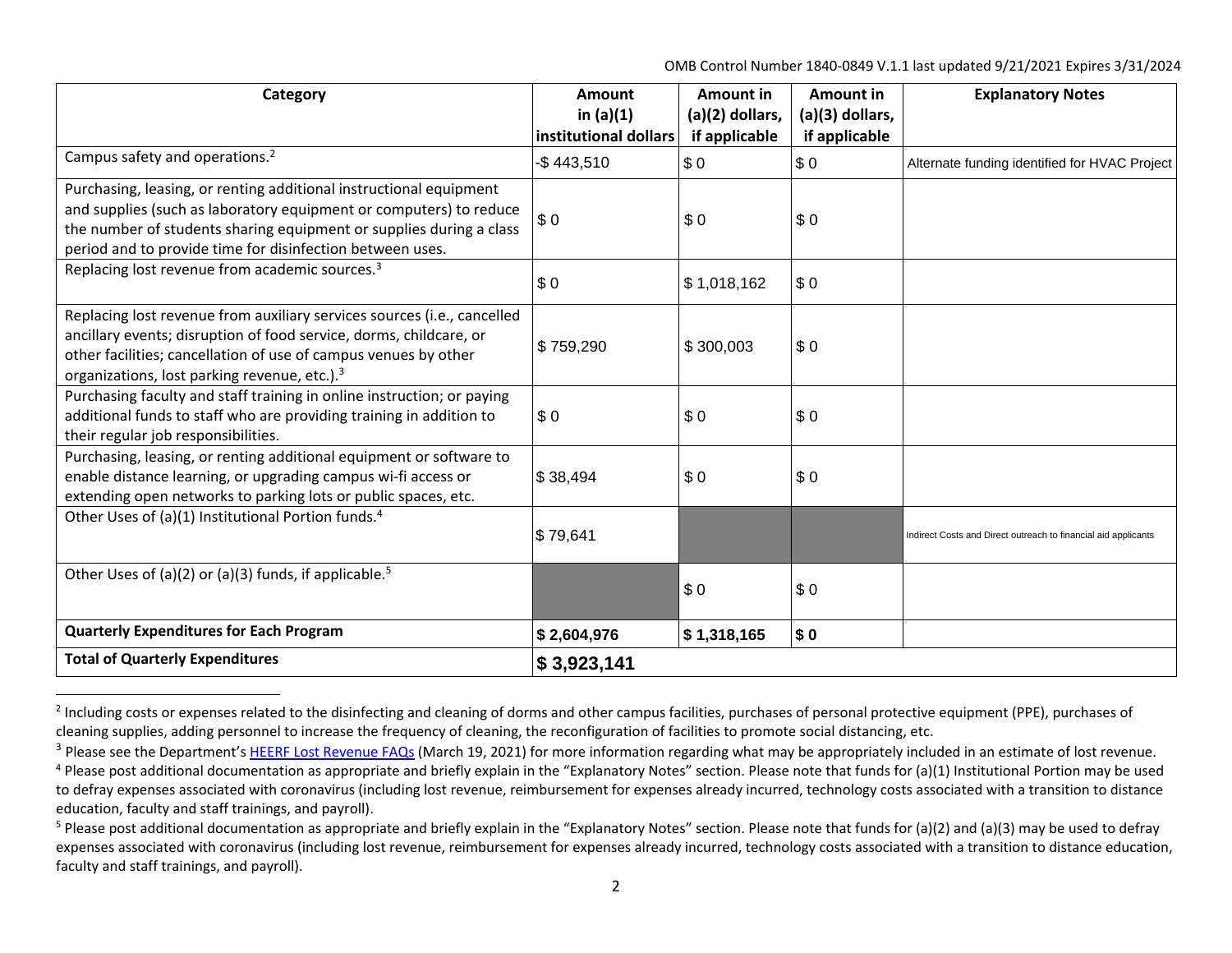| Category | Amount in (a)(1) institutional dollars | Amount in (a)(2) dollars, if applicable | Amount in (a)(3) dollars, if applicable | Explanatory Notes |
|---|---|---|---|---|
| Campus safety and operations.[2] | -$ 443,510 | $ 0 | $ 0 | Alternate funding identified for HVAC Project |
| Purchasing, leasing, or renting additional instructional equipment and supplies (such as laboratory equipment or computers) to reduce the number of students sharing equipment or supplies during a class period and to provide time for disinfection between uses. | $ 0 | $ 0 | $ 0 | |
| Replacing lost revenue from academic sources.[3] | $ 0 | $ 1,018,162 | $ 0 | |
| Replacing lost revenue from auxiliary services sources (i.e., cancelled ancillary events; disruption of food service, dorms, childcare, or other facilities; cancellation of use of campus venues by other organizations, lost parking revenue, etc.).[3] | $ 759,290 | $ 300,003 | $ 0 | |
| Purchasing faculty and staff training in online instruction; or paying additional funds to staff who are providing training in addition to their regular job responsibilities. | $ 0 | $ 0 | $ 0 | |
| Purchasing, leasing, or renting additional equipment or software to enable distance learning, or upgrading campus wi-fi access or extending open networks to parking lots or public spaces, etc. | $ 38,494 | $ 0 | $ 0 | |
| Other Uses of (a)(1) Institutional Portion funds.[4] | $ 79,641 | | | Indirect Costs and Direct outreach to financial aid applicants |
| Other Uses of (a)(2) or (a)(3) funds, if applicable.[5] | | $ 0 | $ 0 | |
| **Quarterly Expenditures for Each Program** | **$ 2,604,976** | **$ 1,318,165** | **$ 0** | |
| **Total of Quarterly Expenditures** | **$ 3,923,141** | | | |

[2] Including costs or expenses related to the disinfecting and cleaning of dorms and other campus facilities, purchases of personal protective equipment (PPE), purchases of cleaning supplies, adding personnel to increase the frequency of cleaning, the reconfiguration of facilities to promote social distancing, etc.

[3] Please see the Department's HEERF Lost Revenue FAQs (March 19, 2021) for more information regarding what may be appropriately included in an estimate of lost revenue.

[4] Please post additional documentation as appropriate and briefly explain in the "Explanatory Notes" section. Please note that funds for (a)(1) Institutional Portion may be used to defray expenses associated with coronavirus (including lost revenue, reimbursement for expenses already incurred, technology costs associated with a transition to distance education, faculty and staff trainings, and payroll).

[5] Please post additional documentation as appropriate and briefly explain in the "Explanatory Notes" section. Please note that funds for (a)(2) and (a)(3) may be used to defray expenses associated with coronavirus (including lost revenue, reimbursement for expenses already incurred, technology costs associated with a transition to distance education, faculty and staff trainings, and payroll).